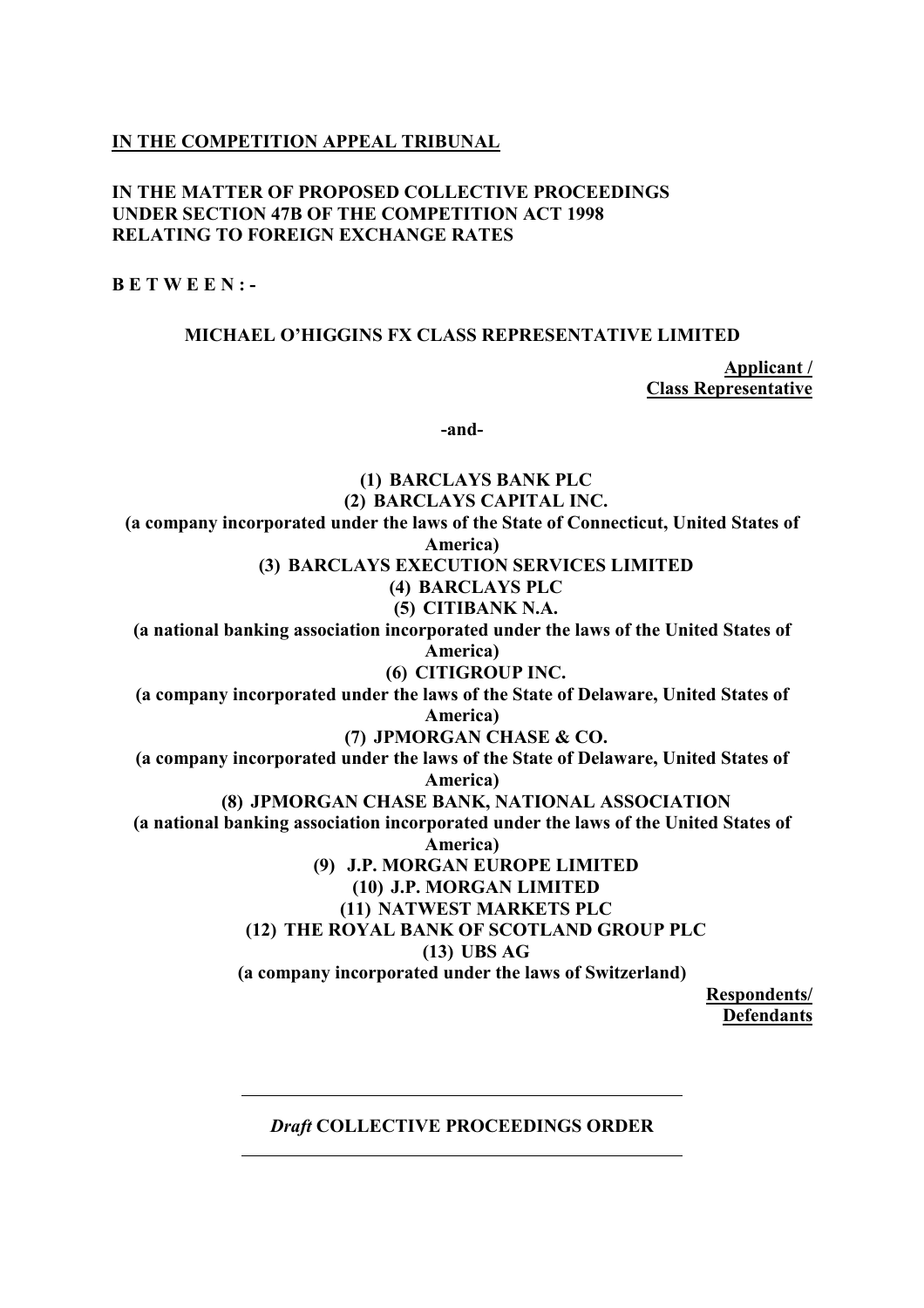**IN THE COMPETITION APPEAL TRIBUNAL**

**IN THE MATTER OF PROPOSED COLLECTIVE PROCEEDINGS UNDER SECTION 47B OF THE COMPETITION ACT 1998 RELATING TO FOREIGN EXCHANGE RATES**

**B E T W E E N : -**

**MICHAEL O'HIGGINS FX CLASS REPRESENTATIVE LIMITED**

**Applicant / Class Representative**

**-and-**

**(1) BARCLAYS BANK PLC**

**(2) BARCLAYS CAPITAL INC.**

**(a company incorporated under the laws of the State of Connecticut, United States of America)**

**(3) BARCLAYS EXECUTION SERVICES LIMITED**

**(4) BARCLAYS PLC**

**(5) CITIBANK N.A.**

**(a national banking association incorporated under the laws of the United States of America)**

**(6) CITIGROUP INC.**

**(a company incorporated under the laws of the State of Delaware, United States of America)**

**(7) JPMORGAN CHASE & CO.**

**(a company incorporated under the laws of the State of Delaware, United States of America)**

**(8) JPMORGAN CHASE BANK, NATIONAL ASSOCIATION**

**(a national banking association incorporated under the laws of the United States of America)**

**(9) J.P. MORGAN EUROPE LIMITED**

**(10) J.P. MORGAN LIMITED**

**(11) NATWEST MARKETS PLC**

**(12) THE ROYAL BANK OF SCOTLAND GROUP PLC**

**(13) UBS AG**

**(a company incorporated under the laws of Switzerland)**

**Respondents/ Defendants**

---

***Draft* COLLECTIVE PROCEEDINGS ORDER**

---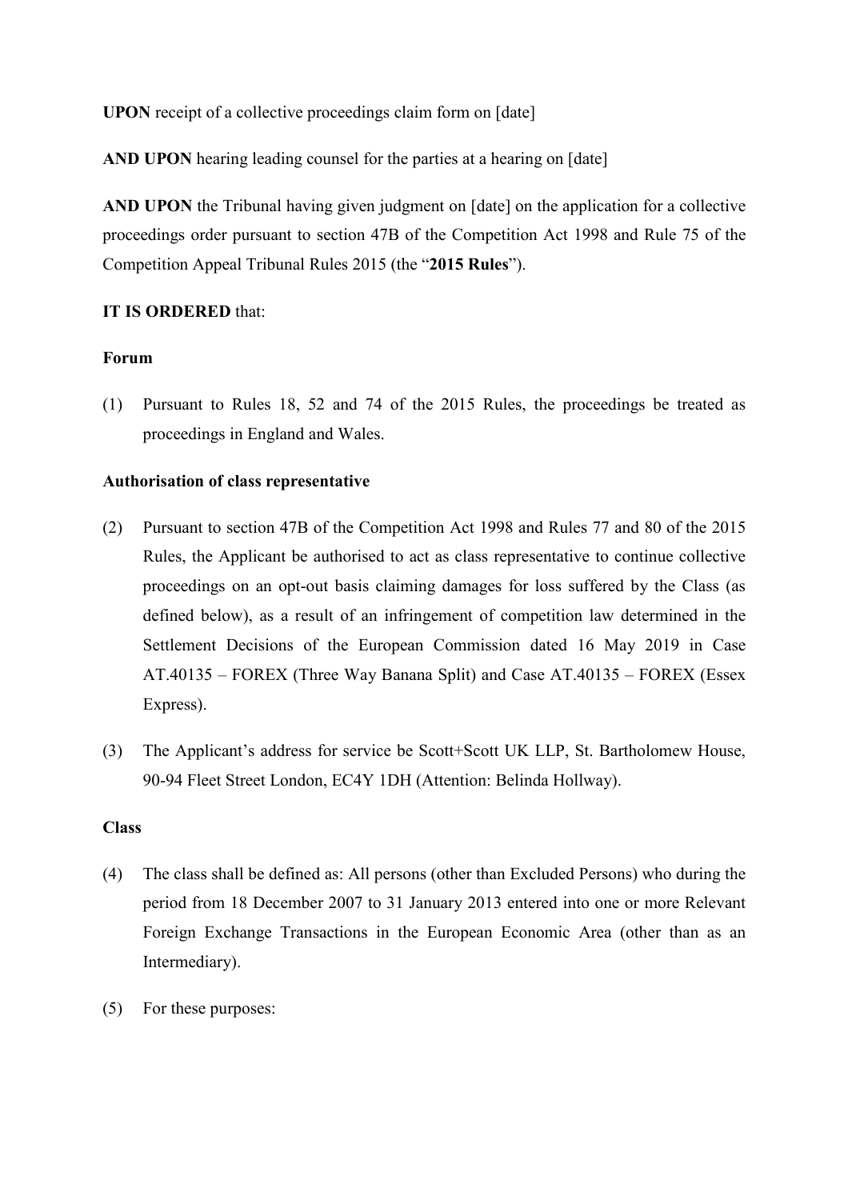**UPON** receipt of a collective proceedings claim form on [date]

**AND UPON** hearing leading counsel for the parties at a hearing on [date]

**AND UPON** the Tribunal having given judgment on [date] on the application for a collective proceedings order pursuant to section 47B of the Competition Act 1998 and Rule 75 of the Competition Appeal Tribunal Rules 2015 (the "**2015 Rules**").

**IT IS ORDERED** that:

**Forum**

(1) Pursuant to Rules 18, 52 and 74 of the 2015 Rules, the proceedings be treated as proceedings in England and Wales.

**Authorisation of class representative**

(2) Pursuant to section 47B of the Competition Act 1998 and Rules 77 and 80 of the 2015 Rules, the Applicant be authorised to act as class representative to continue collective proceedings on an opt-out basis claiming damages for loss suffered by the Class (as defined below), as a result of an infringement of competition law determined in the Settlement Decisions of the European Commission dated 16 May 2019 in Case AT.40135 – FOREX (Three Way Banana Split) and Case AT.40135 – FOREX (Essex Express).

(3) The Applicant's address for service be Scott+Scott UK LLP, St. Bartholomew House, 90-94 Fleet Street London, EC4Y 1DH (Attention: Belinda Hollway).

**Class**

(4) The class shall be defined as: All persons (other than Excluded Persons) who during the period from 18 December 2007 to 31 January 2013 entered into one or more Relevant Foreign Exchange Transactions in the European Economic Area (other than as an Intermediary).

(5) For these purposes: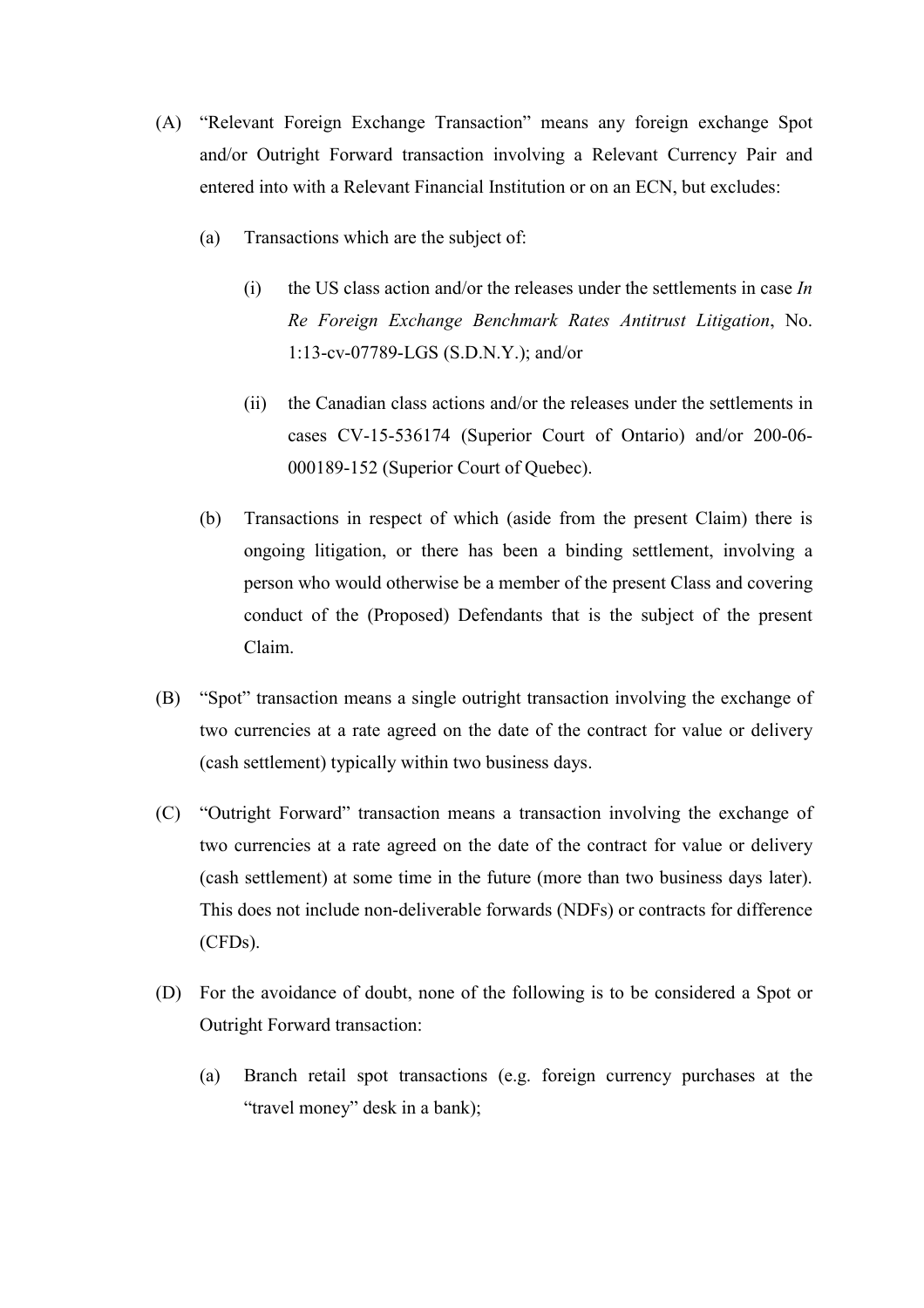(A) "Relevant Foreign Exchange Transaction" means any foreign exchange Spot and/or Outright Forward transaction involving a Relevant Currency Pair and entered into with a Relevant Financial Institution or on an ECN, but excludes:

  (a) Transactions which are the subject of:

    (i) the US class action and/or the releases under the settlements in case *In Re Foreign Exchange Benchmark Rates Antitrust Litigation*, No. 1:13-cv-07789-LGS (S.D.N.Y.); and/or

    (ii) the Canadian class actions and/or the releases under the settlements in cases CV-15-536174 (Superior Court of Ontario) and/or 200-06-000189-152 (Superior Court of Quebec).

  (b) Transactions in respect of which (aside from the present Claim) there is ongoing litigation, or there has been a binding settlement, involving a person who would otherwise be a member of the present Class and covering conduct of the (Proposed) Defendants that is the subject of the present Claim.

(B) "Spot" transaction means a single outright transaction involving the exchange of two currencies at a rate agreed on the date of the contract for value or delivery (cash settlement) typically within two business days.

(C) "Outright Forward" transaction means a transaction involving the exchange of two currencies at a rate agreed on the date of the contract for value or delivery (cash settlement) at some time in the future (more than two business days later). This does not include non-deliverable forwards (NDFs) or contracts for difference (CFDs).

(D) For the avoidance of doubt, none of the following is to be considered a Spot or Outright Forward transaction:

  (a) Branch retail spot transactions (e.g. foreign currency purchases at the "travel money" desk in a bank);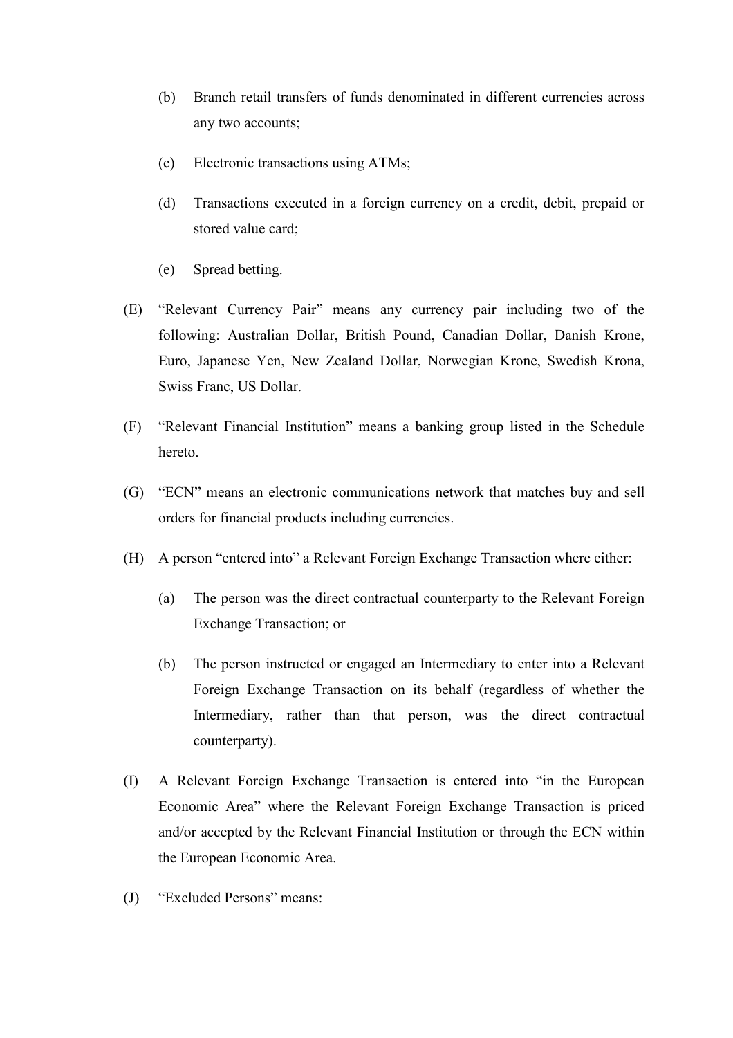(b) Branch retail transfers of funds denominated in different currencies across any two accounts;

(c) Electronic transactions using ATMs;

(d) Transactions executed in a foreign currency on a credit, debit, prepaid or stored value card;

(e) Spread betting.

(E) "Relevant Currency Pair" means any currency pair including two of the following: Australian Dollar, British Pound, Canadian Dollar, Danish Krone, Euro, Japanese Yen, New Zealand Dollar, Norwegian Krone, Swedish Krona, Swiss Franc, US Dollar.

(F) "Relevant Financial Institution" means a banking group listed in the Schedule hereto.

(G) "ECN" means an electronic communications network that matches buy and sell orders for financial products including currencies.

(H) A person "entered into" a Relevant Foreign Exchange Transaction where either:

(a) The person was the direct contractual counterparty to the Relevant Foreign Exchange Transaction; or

(b) The person instructed or engaged an Intermediary to enter into a Relevant Foreign Exchange Transaction on its behalf (regardless of whether the Intermediary, rather than that person, was the direct contractual counterparty).

(I) A Relevant Foreign Exchange Transaction is entered into "in the European Economic Area" where the Relevant Foreign Exchange Transaction is priced and/or accepted by the Relevant Financial Institution or through the ECN within the European Economic Area.

(J) "Excluded Persons" means: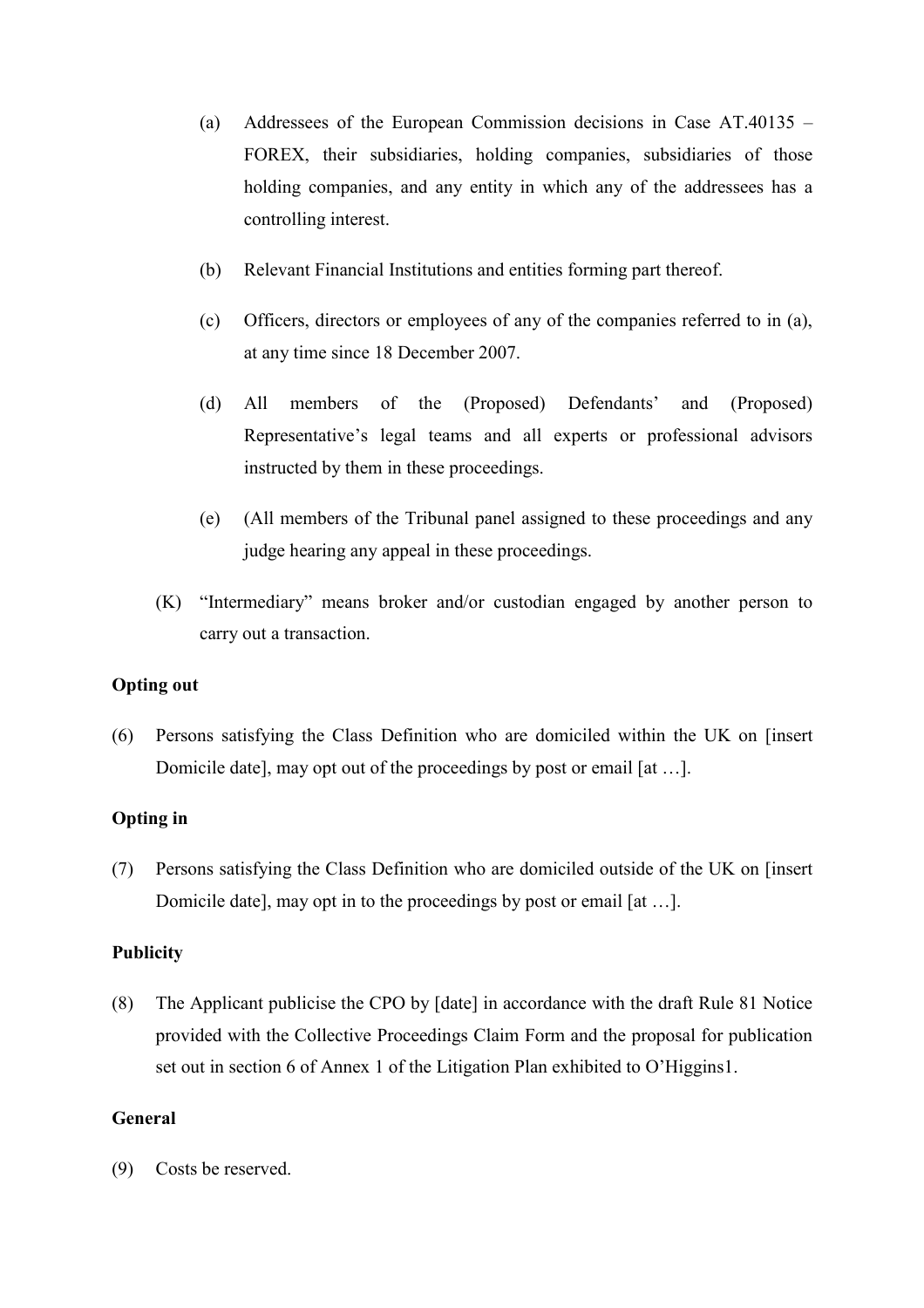(a) Addressees of the European Commission decisions in Case AT.40135 – FOREX, their subsidiaries, holding companies, subsidiaries of those holding companies, and any entity in which any of the addressees has a controlling interest.

(b) Relevant Financial Institutions and entities forming part thereof.

(c) Officers, directors or employees of any of the companies referred to in (a), at any time since 18 December 2007.

(d) All members of the (Proposed) Defendants' and (Proposed) Representative's legal teams and all experts or professional advisors instructed by them in these proceedings.

(e) (All members of the Tribunal panel assigned to these proceedings and any judge hearing any appeal in these proceedings.

(K) "Intermediary" means broker and/or custodian engaged by another person to carry out a transaction.

**Opting out**

(6) Persons satisfying the Class Definition who are domiciled within the UK on [insert Domicile date], may opt out of the proceedings by post or email [at …].

**Opting in**

(7) Persons satisfying the Class Definition who are domiciled outside of the UK on [insert Domicile date], may opt in to the proceedings by post or email [at …].

**Publicity**

(8) The Applicant publicise the CPO by [date] in accordance with the draft Rule 81 Notice provided with the Collective Proceedings Claim Form and the proposal for publication set out in section 6 of Annex 1 of the Litigation Plan exhibited to O'Higgins1.

**General**

(9) Costs be reserved.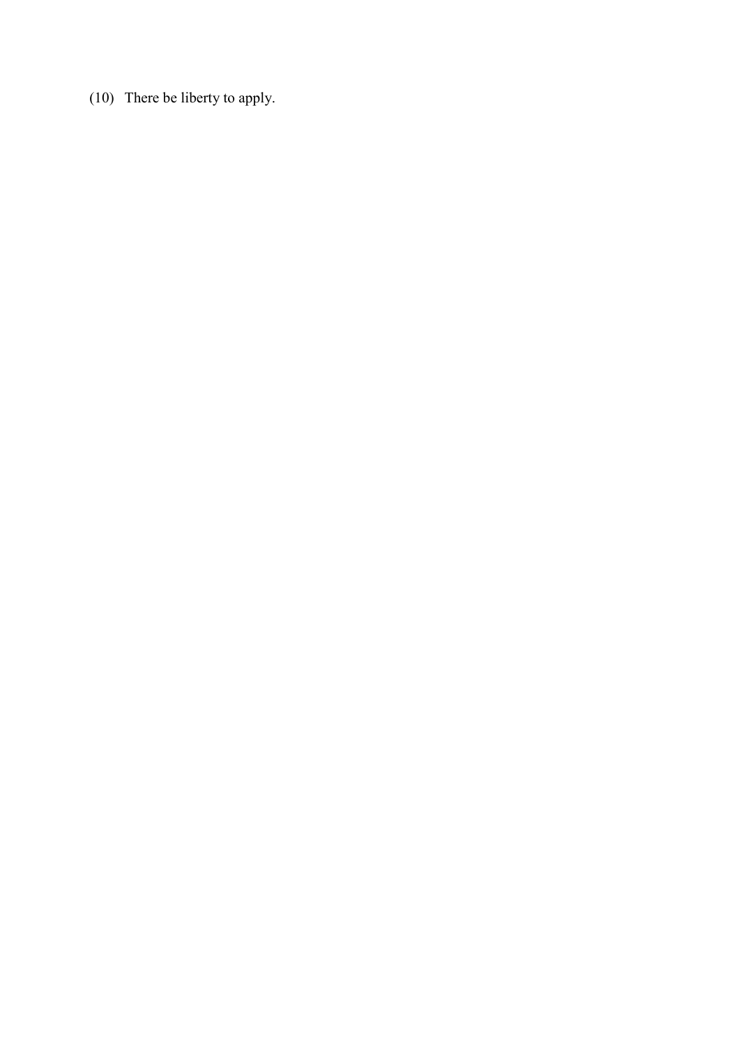(10) There be liberty to apply.